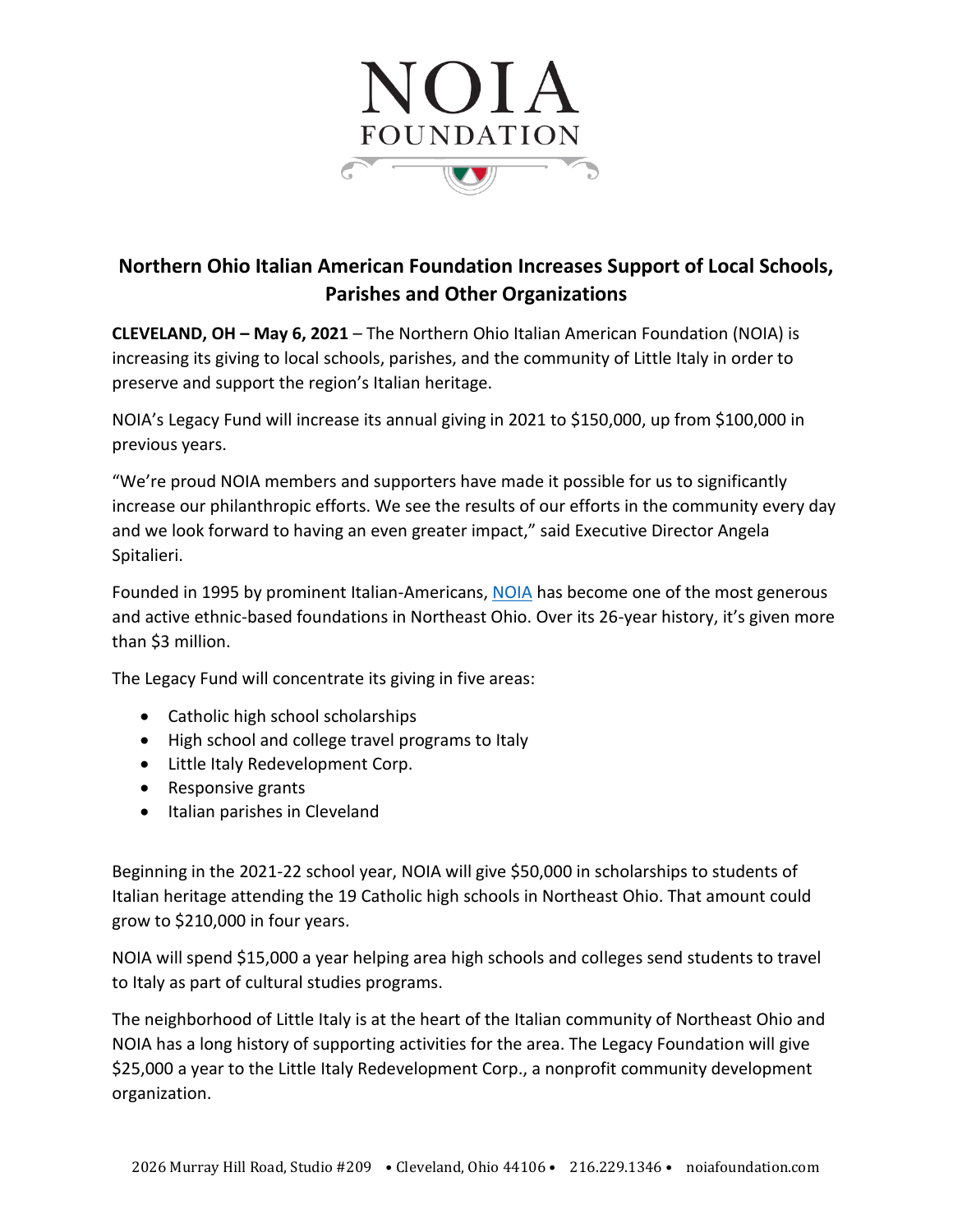# Northern Ohio Italian American Foundation Increases Support of Local Schools, Parishes and Other Organizations

**CLEVELAND, OH – May 6, 2021** – The Northern Ohio Italian American Foundation (NOIA) is increasing its giving to local schools, parishes, and the community of Little Italy in order to preserve and support the region's Italian heritage.

NOIA's Legacy Fund will increase its annual giving in 2021 to $150,000, up from $100,000 in previous years.

"We're proud NOIA members and supporters have made it possible for us to significantly increase our philanthropic efforts. We see the results of our efforts in the community every day and we look forward to having an even greater impact," said Executive Director Angela Spitalieri.

Founded in 1995 by prominent Italian-Americans, NOIA has become one of the most generous and active ethnic-based foundations in Northeast Ohio. Over its 26-year history, it's given more than $3 million.

The Legacy Fund will concentrate its giving in five areas:

- Catholic high school scholarships
- High school and college travel programs to Italy
- Little Italy Redevelopment Corp.
- Responsive grants
- Italian parishes in Cleveland

Beginning in the 2021-22 school year, NOIA will give $50,000 in scholarships to students of Italian heritage attending the 19 Catholic high schools in Northeast Ohio. That amount could grow to $210,000 in four years.

NOIA will spend $15,000 a year helping area high schools and colleges send students to travel to Italy as part of cultural studies programs.

The neighborhood of Little Italy is at the heart of the Italian community of Northeast Ohio and NOIA has a long history of supporting activities for the area. The Legacy Foundation will give $25,000 a year to the Little Italy Redevelopment Corp., a nonprofit community development organization.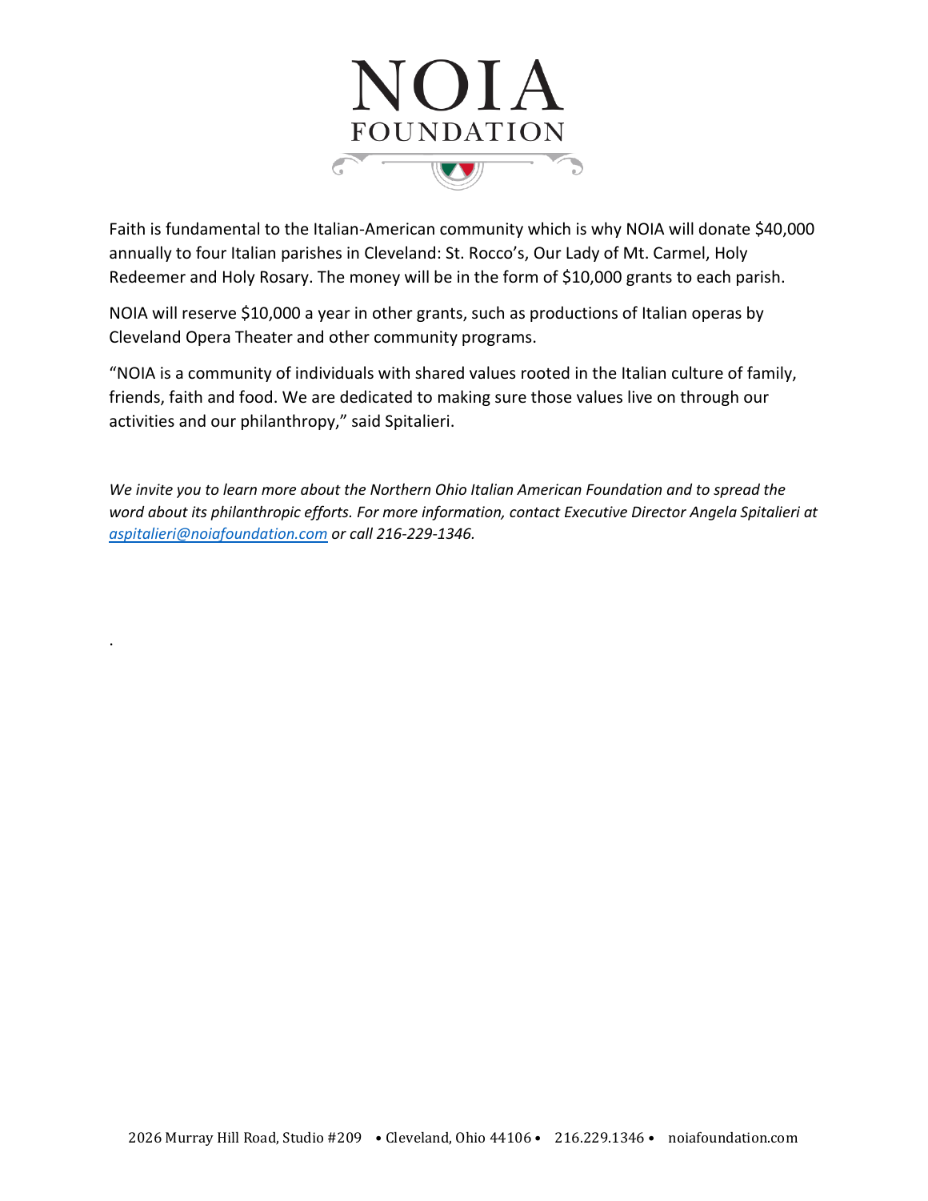Faith is fundamental to the Italian-American community which is why NOIA will donate $40,000 annually to four Italian parishes in Cleveland: St. Rocco's, Our Lady of Mt. Carmel, Holy Redeemer and Holy Rosary. The money will be in the form of $10,000 grants to each parish.

NOIA will reserve $10,000 a year in other grants, such as productions of Italian operas by Cleveland Opera Theater and other community programs.

"NOIA is a community of individuals with shared values rooted in the Italian culture of family, friends, faith and food. We are dedicated to making sure those values live on through our activities and our philanthropy," said Spitalieri.

*We invite you to learn more about the Northern Ohio Italian American Foundation and to spread the word about its philanthropic efforts. For more information, contact Executive Director Angela Spitalieri at [aspitalieri@noiafoundation.com](mailto:aspitalieri@noiafoundation.com) or call 216-229-1346.*

.